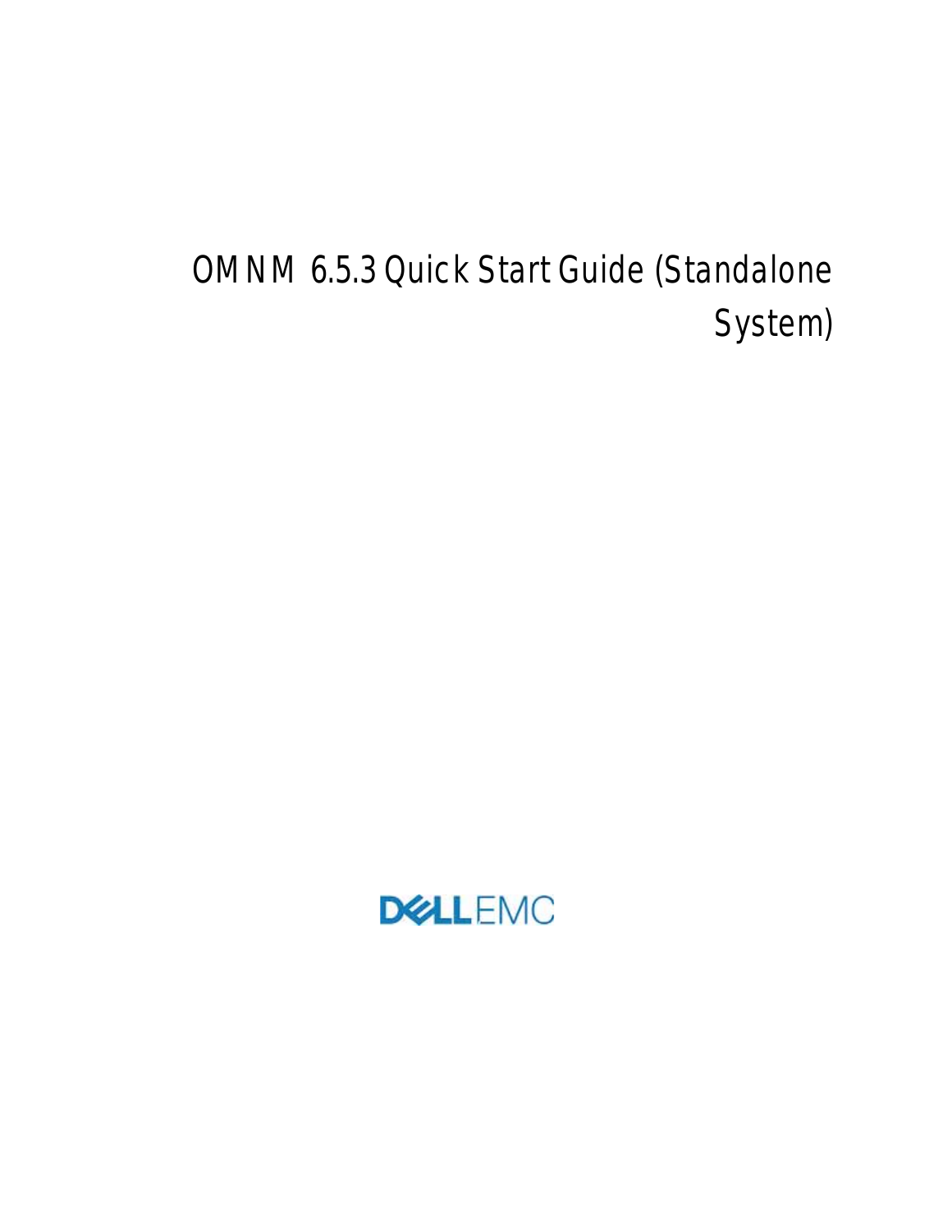# OMNM 6.5.3 Quick Start Guide (Standalone System)

DELL EMC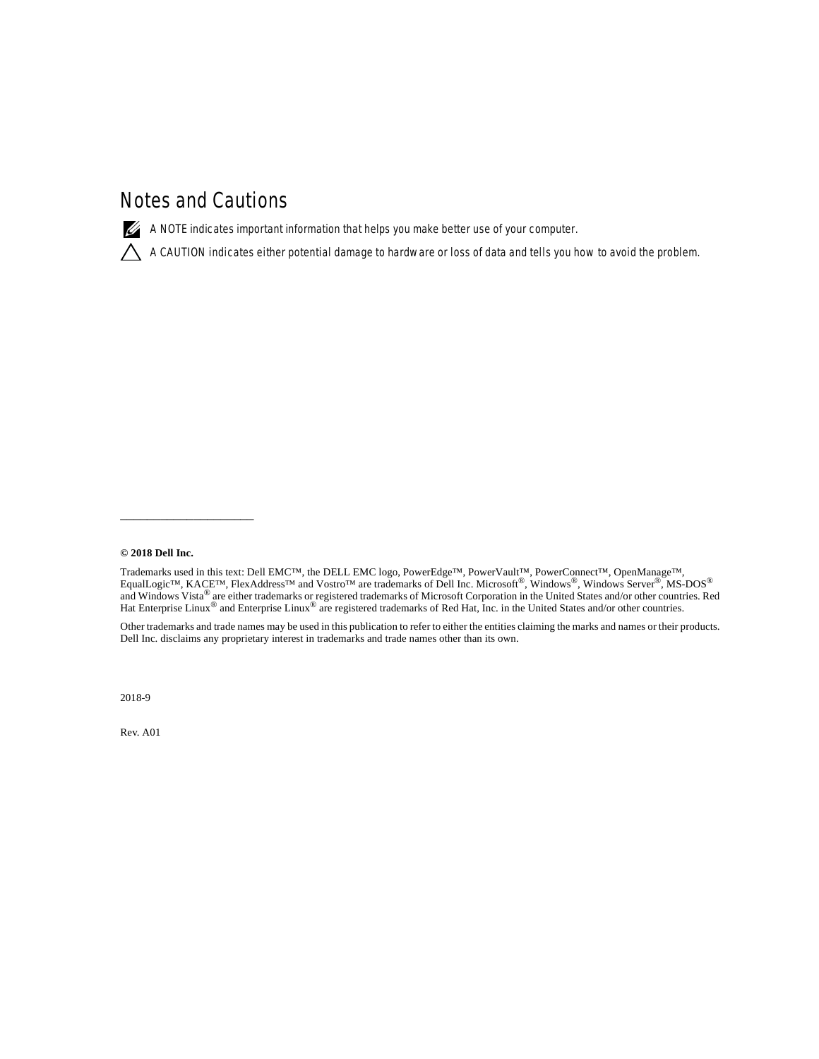# Notes and Cautions

A NOTE indicates important information that helps you make better use of your computer.

A CAUTION indicates either potential damage to hardware or loss of data and tells you how to avoid the problem.

---

**© 2018 Dell Inc.**

Trademarks used in this text: Dell EMC™, the DELL EMC logo, PowerEdge™, PowerVault™, PowerConnect™, OpenManage™, EqualLogic™, KACE™, FlexAddress™ and Vostro™ are trademarks of Dell Inc. Microsoft®, Windows®, Windows Server®, MS-DOS® and Windows Vista® are either trademarks or registered trademarks of Microsoft Corporation in the United States and/or other countries. Red Hat Enterprise Linux® and Enterprise Linux® are registered trademarks of Red Hat, Inc. in the United States and/or other countries.

Other trademarks and trade names may be used in this publication to refer to either the entities claiming the marks and names or their products. Dell Inc. disclaims any proprietary interest in trademarks and trade names other than its own.

2018-9

Rev. A01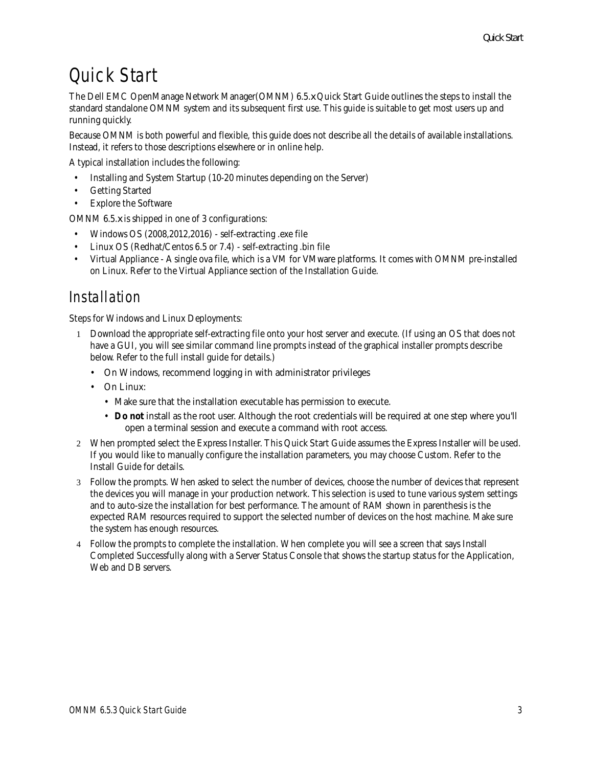# Quick Start

The Dell EMC OpenManage Network Manager(OMNM) 6.5.x Quick Start Guide outlines the steps to install the standard standalone OMNM system and its subsequent first use. This guide is suitable to get most users up and running quickly.

Because OMNM is both powerful and flexible, this guide does not describe all the details of available installations. Instead, it refers to those descriptions elsewhere or in online help.

A typical installation includes the following:

- Installing and System Startup (10-20 minutes depending on the Server)
- Getting Started
- Explore the Software

OMNM 6.5.x is shipped in one of 3 configurations:

- Windows OS (2008,2012,2016) - self-extracting .exe file
- Linux OS (Redhat/Centos 6.5 or 7.4) - self-extracting .bin file
- Virtual Appliance - A single ova file, which is a VM for VMware platforms. It comes with OMNM pre-installed on Linux. Refer to the Virtual Appliance section of the Installation Guide.

## Installation

Steps for Windows and Linux Deployments:

1. Download the appropriate self-extracting file onto your host server and execute. (If using an OS that does not have a GUI, you will see similar command line prompts instead of the graphical installer prompts describe below. Refer to the full install guide for details.)
   - On Windows, recommend logging in with administrator privileges
   - On Linux:
     - Make sure that the installation executable has permission to execute.
     - **Do not** install as the root user. Although the root credentials will be required at one step where you'll open a terminal session and execute a command with root access.
2. When prompted select the Express Installer. This Quick Start Guide assumes the Express Installer will be used. If you would like to manually configure the installation parameters, you may choose Custom. Refer to the Install Guide for details.
3. Follow the prompts. When asked to select the number of devices, choose the number of devices that represent the devices you will manage in your production network. This selection is used to tune various system settings and to auto-size the installation for best performance. The amount of RAM shown in parenthesis is the expected RAM resources required to support the selected number of devices on the host machine. Make sure the system has enough resources.
4. Follow the prompts to complete the installation. When complete you will see a screen that says Install Completed Successfully along with a Server Status Console that shows the startup status for the Application, Web and DB servers.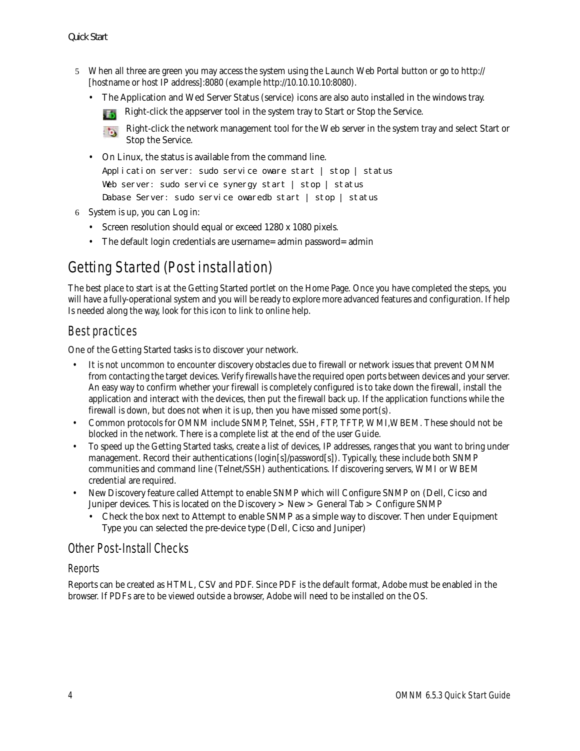5. When all three are green you may access the system using the Launch Web Portal button or go to http://[hostname or host IP address]:8080 (example http://10.10.10.10:8080).
   - The Application and Wed Server Status (service) icons are also auto installed in the windows tray.
     
     Right-click the appserver tool in the system tray to Start or Stop the Service.
     
     Right-click the network management tool for the Web server in the system tray and select Start or Stop the Service.
   - On Linux, the status is available from the command line.
     ```
     Application server: sudo service oware start | stop | status
     Web server: sudo service synergy start | stop | status
     Dabase Server: sudo service owaredb start | stop | status
     ```
6. System is up, you can Log in:
   - Screen resolution should equal or exceed 1280 x 1080 pixels.
   - The default login credentials are username= admin password= admin

# Getting Started (Post installation)

The best place to start is at the Getting Started portlet on the Home Page. Once you have completed the steps, you will have a fully-operational system and you will be ready to explore more advanced features and configuration. If help Is needed along the way, look for this icon to link to online help.

## Best practices

One of the Getting Started tasks is to discover your network.

- It is not uncommon to encounter discovery obstacles due to firewall or network issues that prevent OMNM from contacting the target devices. Verify firewalls have the required open ports between devices and your server. An easy way to confirm whether your firewall is completely configured is to take down the firewall, install the application and interact with the devices, then put the firewall back up. If the application functions while the firewall is down, but does not when it is up, then you have missed some port(s).
- Common protocols for OMNM include SNMP, Telnet, SSH, FTP, TFTP, WMI,WBEM. These should not be blocked in the network. There is a complete list at the end of the user Guide.
- To speed up the Getting Started tasks, create a list of devices, IP addresses, ranges that you want to bring under management. Record their authentications (login[s]/password[s]). Typically, these include both SNMP communities and command line (Telnet/SSH) authentications. If discovering servers, WMI or WBEM credential are required.
- New Discovery feature called Attempt to enable SNMP which will Configure SNMP on (Dell, Cicso and Juniper devices. This is located on the Discovery > New > General Tab > Configure SNMP
  - Check the box next to Attempt to enable SNMP as a simple way to discover. Then under Equipment Type you can selected the pre-device type (Dell, Cicso and Juniper)

## Other Post-Install Checks

### Reports

Reports can be created as HTML, CSV and PDF. Since PDF is the default format, Adobe must be enabled in the browser. If PDFs are to be viewed outside a browser, Adobe will need to be installed on the OS.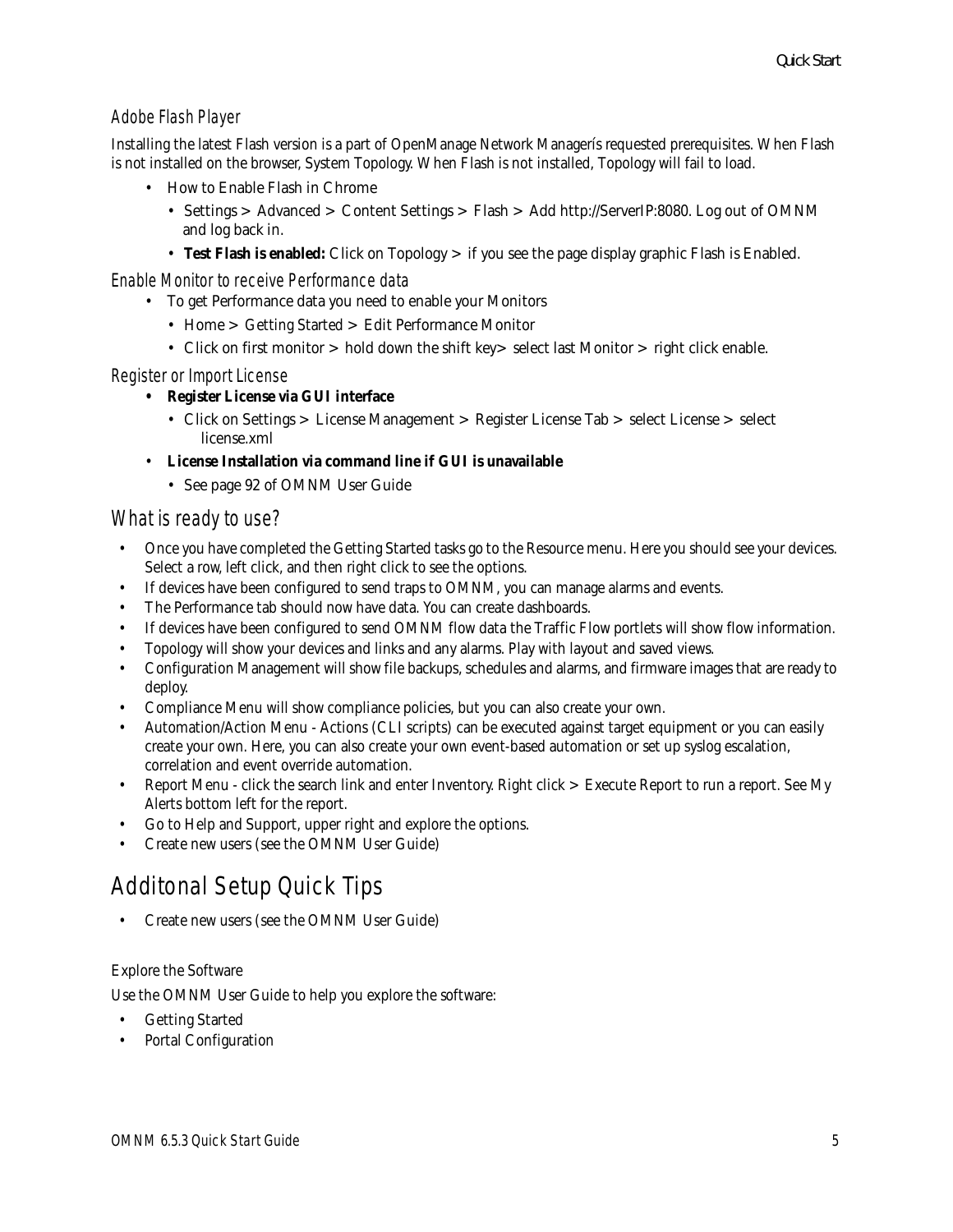### Adobe Flash Player

Installing the latest Flash version is a part of OpenManage Network Managerís requested prerequisites. When Flash is not installed on the browser, System Topology. When Flash is not installed, Topology will fail to load.

- How to Enable Flash in Chrome
  - Settings > Advanced > Content Settings > Flash > Add http://ServerIP:8080. Log out of OMNM and log back in.
  - **Test Flash is enabled:** Click on Topology > if you see the page display graphic Flash is Enabled.

### Enable Monitor to receive Performance data

- To get Performance data you need to enable your Monitors
  - Home > Getting Started > Edit Performance Monitor
  - Click on first monitor > hold down the shift key> select last Monitor > right click enable.

### Register or Import License

- **Register License via GUI interface**
  - Click on Settings > License Management > Register License Tab > select License > select license.xml
- **License Installation via command line if GUI is unavailable**
  - See page 92 of OMNM User Guide

## What is ready to use?

- Once you have completed the Getting Started tasks go to the Resource menu. Here you should see your devices. Select a row, left click, and then right click to see the options.
- If devices have been configured to send traps to OMNM, you can manage alarms and events.
- The Performance tab should now have data. You can create dashboards.
- If devices have been configured to send OMNM flow data the Traffic Flow portlets will show flow information.
- Topology will show your devices and links and any alarms. Play with layout and saved views.
- Configuration Management will show file backups, schedules and alarms, and firmware images that are ready to deploy.
- Compliance Menu will show compliance policies, but you can also create your own.
- Automation/Action Menu - Actions (CLI scripts) can be executed against target equipment or you can easily create your own. Here, you can also create your own event-based automation or set up syslog escalation, correlation and event override automation.
- Report Menu - click the search link and enter Inventory. Right click > Execute Report to run a report. See My Alerts bottom left for the report.
- Go to Help and Support, upper right and explore the options.
- Create new users (see the OMNM User Guide)

# Additonal Setup Quick Tips

- Create new users (see the OMNM User Guide)

Explore the Software

Use the OMNM User Guide to help you explore the software:

- Getting Started
- Portal Configuration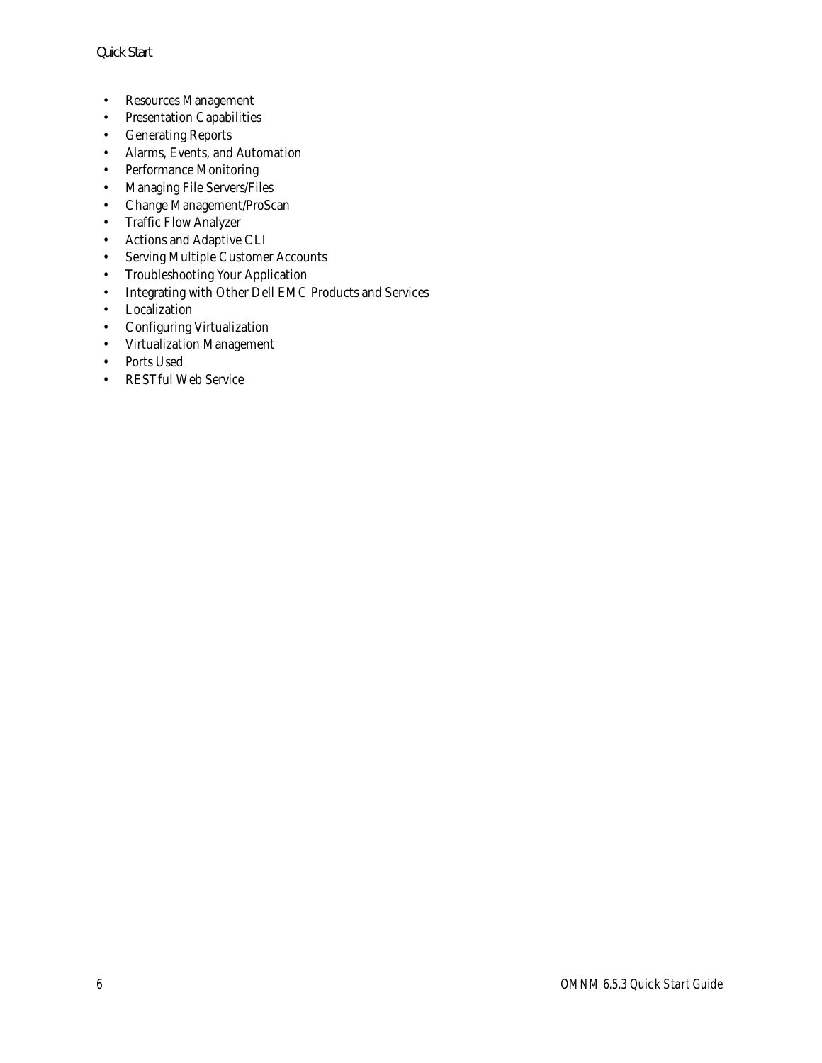- Resources Management
- Presentation Capabilities
- Generating Reports
- Alarms, Events, and Automation
- Performance Monitoring
- Managing File Servers/Files
- Change Management/ProScan
- Traffic Flow Analyzer
- Actions and Adaptive CLI
- Serving Multiple Customer Accounts
- Troubleshooting Your Application
- Integrating with Other Dell EMC Products and Services
- Localization
- Configuring Virtualization
- Virtualization Management
- Ports Used
- RESTful Web Service